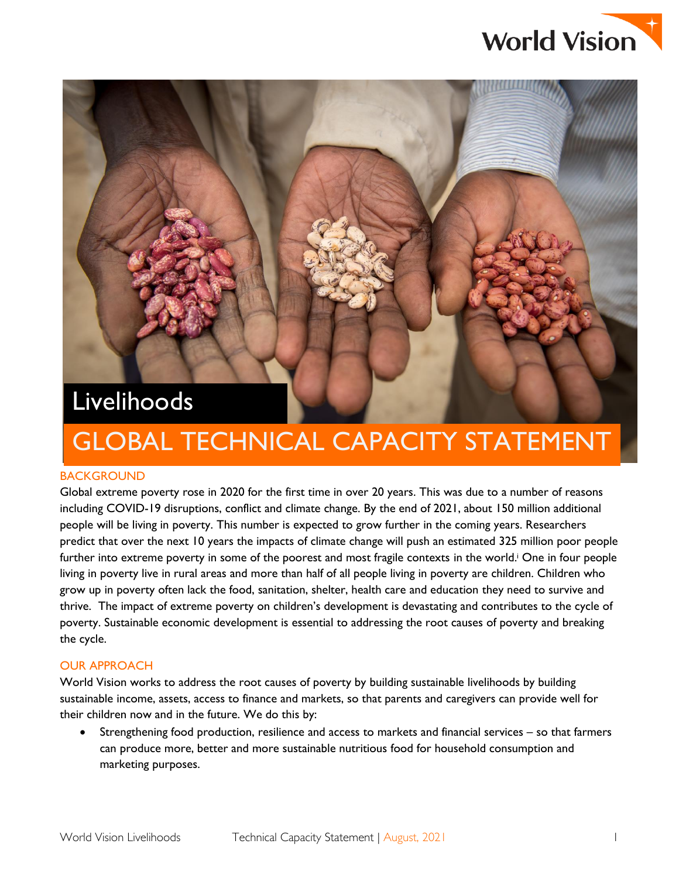World Vision

# Livelihoods

# GLOBAL TECHNICAL CAPACITY STATEMENT

## BACKGROUND

Global extreme poverty rose in 2020 for the first time in over 20 years. This was due to a number of reasons including COVID-19 disruptions, conflict and climate change. By the end of 2021, about 150 million additional people will be living in poverty. This number is expected to grow further in the coming years. Researchers predict that over the next 10 years the impacts of climate change will push an estimated 325 million poor people further into extreme poverty in some of the poorest and most fragile contexts in the world.[i] One in four people living in poverty live in rural areas and more than half of all people living in poverty are children. Children who grow up in poverty often lack the food, sanitation, shelter, health care and education they need to survive and thrive. The impact of extreme poverty on children's development is devastating and contributes to the cycle of poverty. Sustainable economic development is essential to addressing the root causes of poverty and breaking the cycle.

## OUR APPROACH

World Vision works to address the root causes of poverty by building sustainable livelihoods by building sustainable income, assets, access to finance and markets, so that parents and caregivers can provide well for their children now and in the future. We do this by:

- Strengthening food production, resilience and access to markets and financial services – so that farmers can produce more, better and more sustainable nutritious food for household consumption and marketing purposes.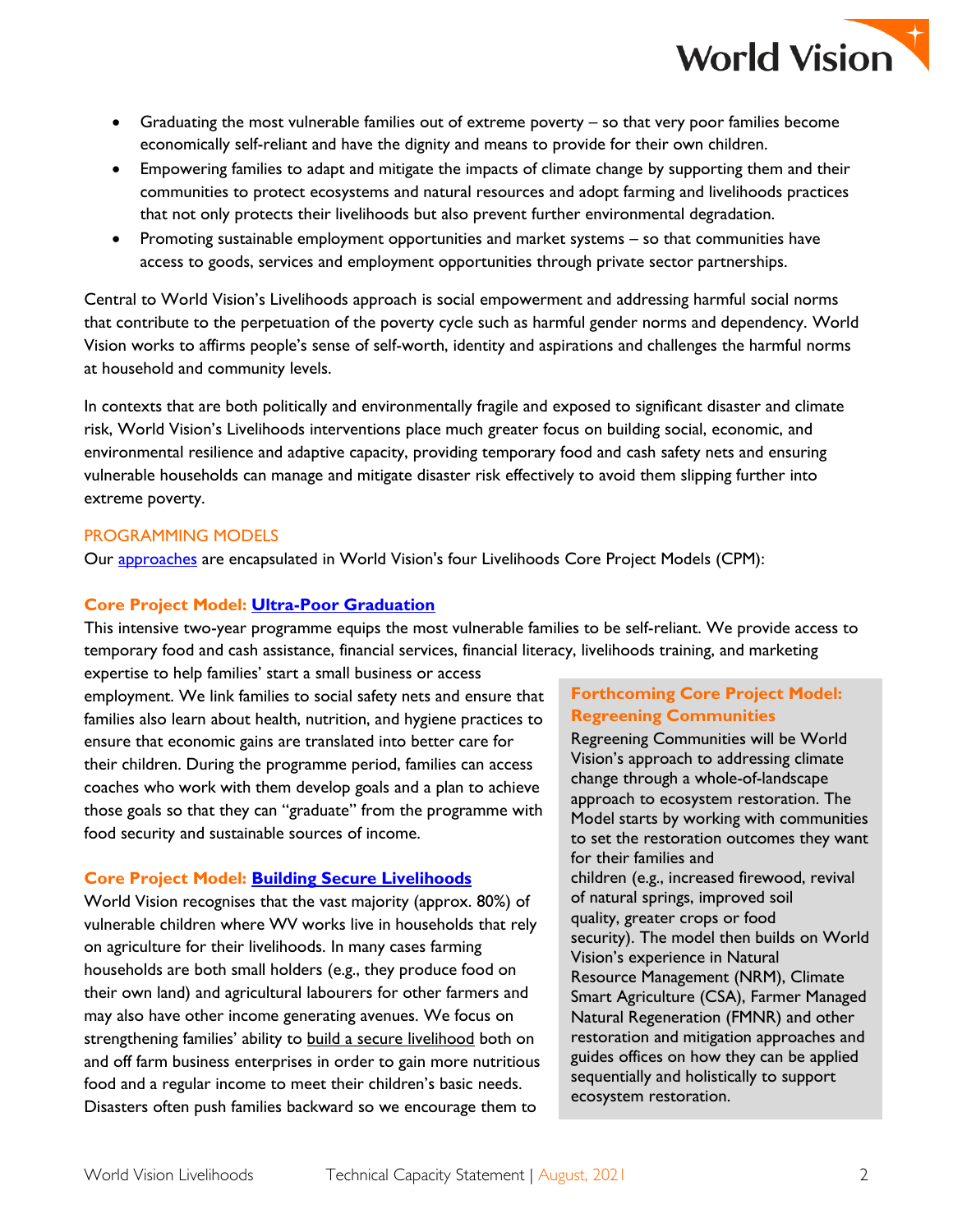- Graduating the most vulnerable families out of extreme poverty – so that very poor families become economically self-reliant and have the dignity and means to provide for their own children.
- Empowering families to adapt and mitigate the impacts of climate change by supporting them and their communities to protect ecosystems and natural resources and adopt farming and livelihoods practices that not only protects their livelihoods but also prevent further environmental degradation.
- Promoting sustainable employment opportunities and market systems – so that communities have access to goods, services and employment opportunities through private sector partnerships.

Central to World Vision's Livelihoods approach is social empowerment and addressing harmful social norms that contribute to the perpetuation of the poverty cycle such as harmful gender norms and dependency. World Vision works to affirms people's sense of self-worth, identity and aspirations and challenges the harmful norms at household and community levels.

In contexts that are both politically and environmentally fragile and exposed to significant disaster and climate risk, World Vision's Livelihoods interventions place much greater focus on building social, economic, and environmental resilience and adaptive capacity, providing temporary food and cash safety nets and ensuring vulnerable households can manage and mitigate disaster risk effectively to avoid them slipping further into extreme poverty.

## PROGRAMMING MODELS

Our approaches are encapsulated in World Vision's four Livelihoods Core Project Models (CPM):

### Core Project Model: Ultra-Poor Graduation

This intensive two-year programme equips the most vulnerable families to be self-reliant. We provide access to temporary food and cash assistance, financial services, financial literacy, livelihoods training, and marketing expertise to help families' start a small business or access employment. We link families to social safety nets and ensure that families also learn about health, nutrition, and hygiene practices to ensure that economic gains are translated into better care for their children. During the programme period, families can access coaches who work with them develop goals and a plan to achieve those goals so that they can "graduate" from the programme with food security and sustainable sources of income.

### Core Project Model: Building Secure Livelihoods

World Vision recognises that the vast majority (approx. 80%) of vulnerable children where WV works live in households that rely on agriculture for their livelihoods. In many cases farming households are both small holders (e.g., they produce food on their own land) and agricultural labourers for other farmers and may also have other income generating avenues. We focus on strengthening families' ability to build a secure livelihood both on and off farm business enterprises in order to gain more nutritious food and a regular income to meet their children's basic needs. Disasters often push families backward so we encourage them to

### Forthcoming Core Project Model: Regreening Communities

Regreening Communities will be World Vision's approach to addressing climate change through a whole-of-landscape approach to ecosystem restoration. The Model starts by working with communities to set the restoration outcomes they want for their families and children (e.g., increased firewood, revival of natural springs, improved soil quality, greater crops or food security). The model then builds on World Vision's experience in Natural Resource Management (NRM), Climate Smart Agriculture (CSA), Farmer Managed Natural Regeneration (FMNR) and other restoration and mitigation approaches and guides offices on how they can be applied sequentially and holistically to support ecosystem restoration.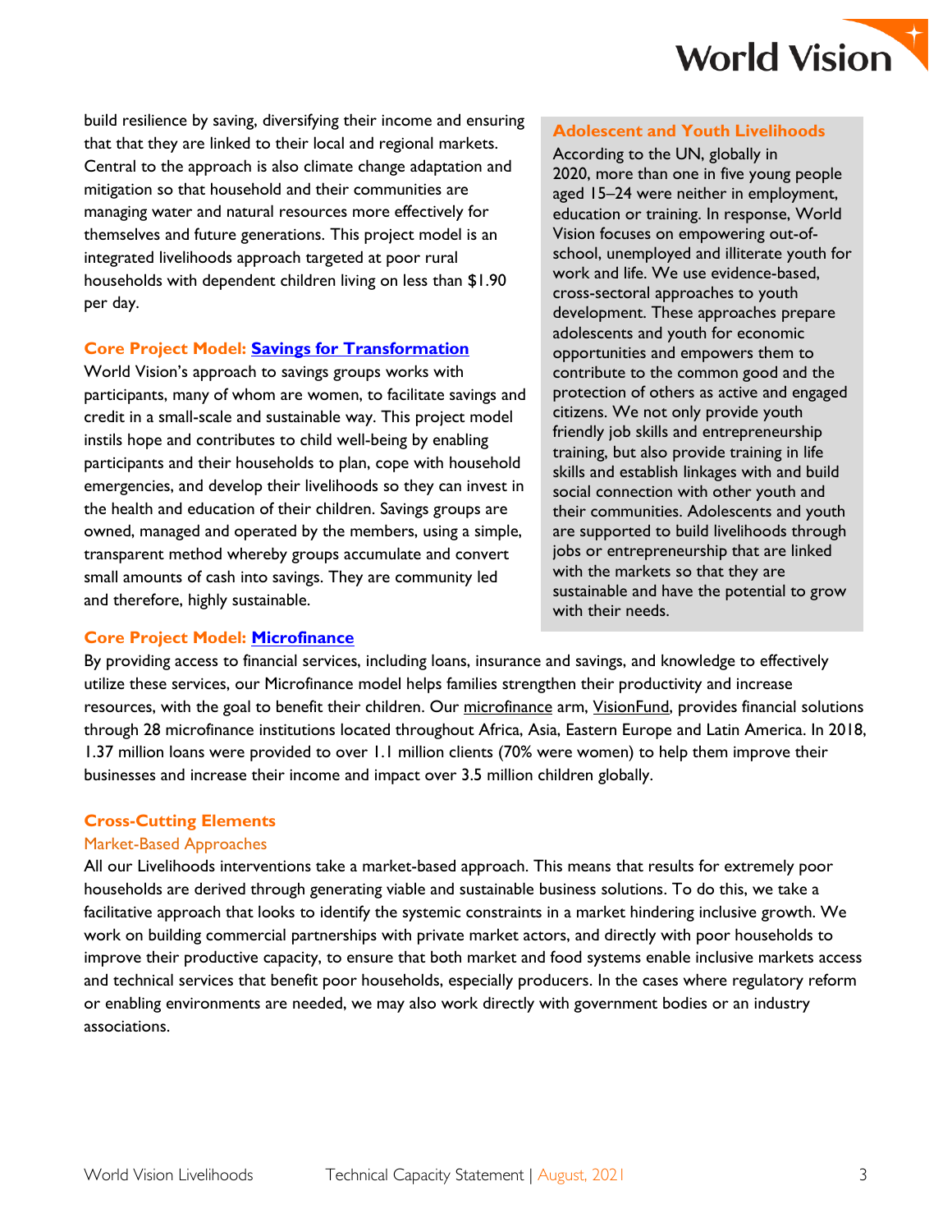build resilience by saving, diversifying their income and ensuring that that they are linked to their local and regional markets. Central to the approach is also climate change adaptation and mitigation so that household and their communities are managing water and natural resources more effectively for themselves and future generations. This project model is an integrated livelihoods approach targeted at poor rural households with dependent children living on less than $1.90 per day.

### Core Project Model: Savings for Transformation

World Vision's approach to savings groups works with participants, many of whom are women, to facilitate savings and credit in a small-scale and sustainable way. This project model instils hope and contributes to child well-being by enabling participants and their households to plan, cope with household emergencies, and develop their livelihoods so they can invest in the health and education of their children. Savings groups are owned, managed and operated by the members, using a simple, transparent method whereby groups accumulate and convert small amounts of cash into savings. They are community led and therefore, highly sustainable.

### Adolescent and Youth Livelihoods

According to the UN, globally in 2020, more than one in five young people aged 15–24 were neither in employment, education or training. In response, World Vision focuses on empowering out-of-school, unemployed and illiterate youth for work and life. We use evidence-based, cross-sectoral approaches to youth development. These approaches prepare adolescents and youth for economic opportunities and empowers them to contribute to the common good and the protection of others as active and engaged citizens. We not only provide youth friendly job skills and entrepreneurship training, but also provide training in life skills and establish linkages with and build social connection with other youth and their communities. Adolescents and youth are supported to build livelihoods through jobs or entrepreneurship that are linked with the markets so that they are sustainable and have the potential to grow with their needs.

### Core Project Model: Microfinance

By providing access to financial services, including loans, insurance and savings, and knowledge to effectively utilize these services, our Microfinance model helps families strengthen their productivity and increase resources, with the goal to benefit their children. Our microfinance arm, VisionFund, provides financial solutions through 28 microfinance institutions located throughout Africa, Asia, Eastern Europe and Latin America. In 2018, 1.37 million loans were provided to over 1.1 million clients (70% were women) to help them improve their businesses and increase their income and impact over 3.5 million children globally.

### Cross-Cutting Elements

#### Market-Based Approaches

All our Livelihoods interventions take a market-based approach. This means that results for extremely poor households are derived through generating viable and sustainable business solutions. To do this, we take a facilitative approach that looks to identify the systemic constraints in a market hindering inclusive growth. We work on building commercial partnerships with private market actors, and directly with poor households to improve their productive capacity, to ensure that both market and food systems enable inclusive markets access and technical services that benefit poor households, especially producers. In the cases where regulatory reform or enabling environments are needed, we may also work directly with government bodies or an industry associations.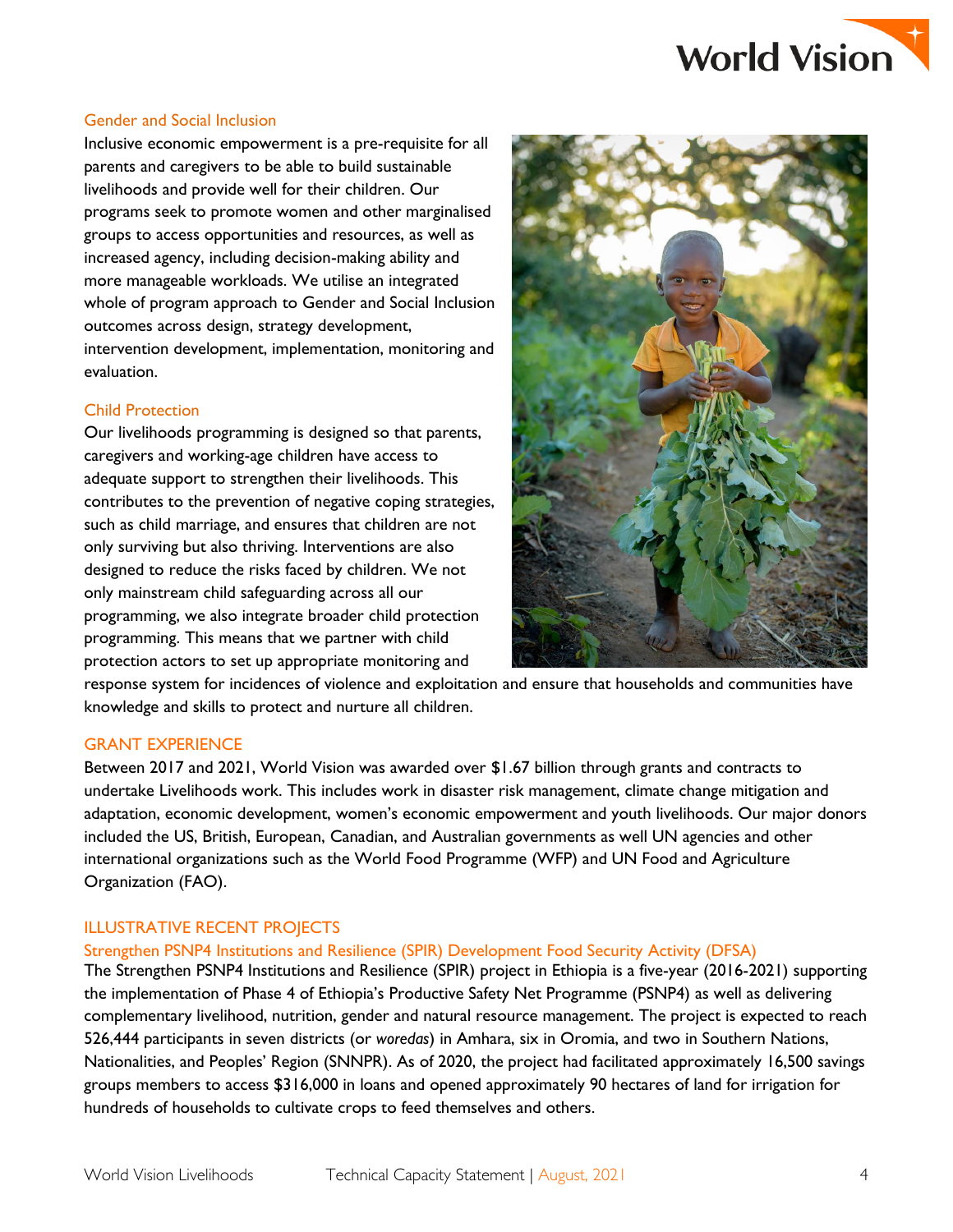### Gender and Social Inclusion

Inclusive economic empowerment is a pre-requisite for all parents and caregivers to be able to build sustainable livelihoods and provide well for their children. Our programs seek to promote women and other marginalised groups to access opportunities and resources, as well as increased agency, including decision-making ability and more manageable workloads. We utilise an integrated whole of program approach to Gender and Social Inclusion outcomes across design, strategy development, intervention development, implementation, monitoring and evaluation.

### Child Protection

Our livelihoods programming is designed so that parents, caregivers and working-age children have access to adequate support to strengthen their livelihoods. This contributes to the prevention of negative coping strategies, such as child marriage, and ensures that children are not only surviving but also thriving. Interventions are also designed to reduce the risks faced by children. We not only mainstream child safeguarding across all our programming, we also integrate broader child protection programming. This means that we partner with child protection actors to set up appropriate monitoring and response system for incidences of violence and exploitation and ensure that households and communities have knowledge and skills to protect and nurture all children.

## GRANT EXPERIENCE

Between 2017 and 2021, World Vision was awarded over $1.67 billion through grants and contracts to undertake Livelihoods work. This includes work in disaster risk management, climate change mitigation and adaptation, economic development, women's economic empowerment and youth livelihoods. Our major donors included the US, British, European, Canadian, and Australian governments as well UN agencies and other international organizations such as the World Food Programme (WFP) and UN Food and Agriculture Organization (FAO).

## ILLUSTRATIVE RECENT PROJECTS

### Strengthen PSNP4 Institutions and Resilience (SPIR) Development Food Security Activity (DFSA)

The Strengthen PSNP4 Institutions and Resilience (SPIR) project in Ethiopia is a five-year (2016-2021) supporting the implementation of Phase 4 of Ethiopia's Productive Safety Net Programme (PSNP4) as well as delivering complementary livelihood, nutrition, gender and natural resource management. The project is expected to reach 526,444 participants in seven districts (or *woredas*) in Amhara, six in Oromia, and two in Southern Nations, Nationalities, and Peoples' Region (SNNPR). As of 2020, the project had facilitated approximately 16,500 savings groups members to access $316,000 in loans and opened approximately 90 hectares of land for irrigation for hundreds of households to cultivate crops to feed themselves and others.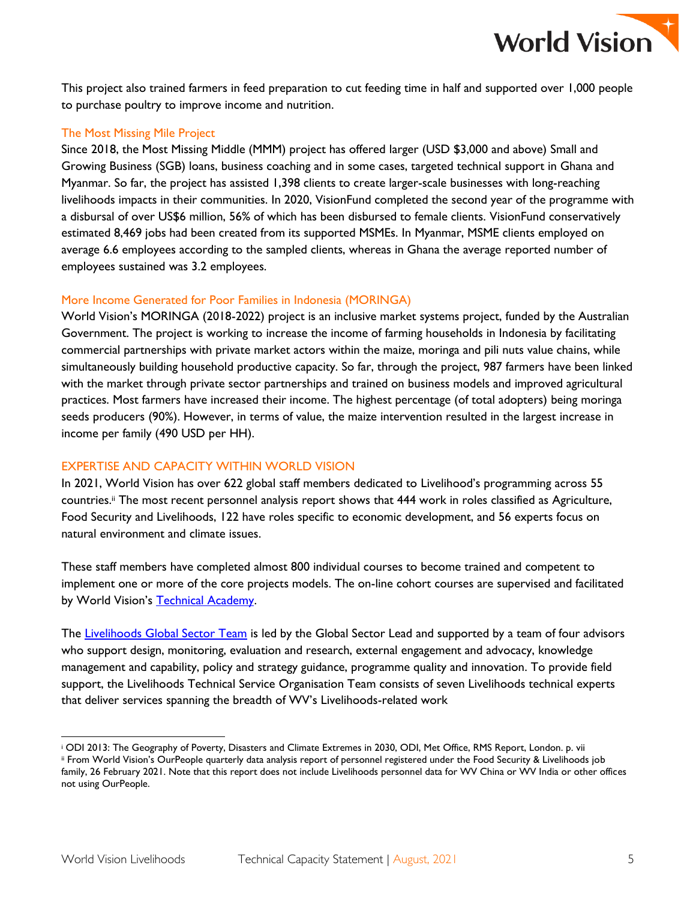This project also trained farmers in feed preparation to cut feeding time in half and supported over 1,000 people to purchase poultry to improve income and nutrition.

### The Most Missing Mile Project

Since 2018, the Most Missing Middle (MMM) project has offered larger (USD $3,000 and above) Small and Growing Business (SGB) loans, business coaching and in some cases, targeted technical support in Ghana and Myanmar. So far, the project has assisted 1,398 clients to create larger-scale businesses with long-reaching livelihoods impacts in their communities. In 2020, VisionFund completed the second year of the programme with a disbursal of over US$6 million, 56% of which has been disbursed to female clients. VisionFund conservatively estimated 8,469 jobs had been created from its supported MSMEs. In Myanmar, MSME clients employed on average 6.6 employees according to the sampled clients, whereas in Ghana the average reported number of employees sustained was 3.2 employees.

### More Income Generated for Poor Families in Indonesia (MORINGA)

World Vision's MORINGA (2018-2022) project is an inclusive market systems project, funded by the Australian Government. The project is working to increase the income of farming households in Indonesia by facilitating commercial partnerships with private market actors within the maize, moringa and pili nuts value chains, while simultaneously building household productive capacity. So far, through the project, 987 farmers have been linked with the market through private sector partnerships and trained on business models and improved agricultural practices. Most farmers have increased their income. The highest percentage (of total adopters) being moringa seeds producers (90%). However, in terms of value, the maize intervention resulted in the largest increase in income per family (490 USD per HH).

## EXPERTISE AND CAPACITY WITHIN WORLD VISION

In 2021, World Vision has over 622 global staff members dedicated to Livelihood's programming across 55 countries.[ii] The most recent personnel analysis report shows that 444 work in roles classified as Agriculture, Food Security and Livelihoods, 122 have roles specific to economic development, and 56 experts focus on natural environment and climate issues.

These staff members have completed almost 800 individual courses to become trained and competent to implement one or more of the core projects models. The on-line cohort courses are supervised and facilitated by World Vision's Technical Academy.

The Livelihoods Global Sector Team is led by the Global Sector Lead and supported by a team of four advisors who support design, monitoring, evaluation and research, external engagement and advocacy, knowledge management and capability, policy and strategy guidance, programme quality and innovation. To provide field support, the Livelihoods Technical Service Organisation Team consists of seven Livelihoods technical experts that deliver services spanning the breadth of WV's Livelihoods-related work

---

[i] ODI 2013: The Geography of Poverty, Disasters and Climate Extremes in 2030, ODI, Met Office, RMS Report, London. p. vii

[ii] From World Vision's OurPeople quarterly data analysis report of personnel registered under the Food Security & Livelihoods job family, 26 February 2021. Note that this report does not include Livelihoods personnel data for WV China or WV India or other offices not using OurPeople.